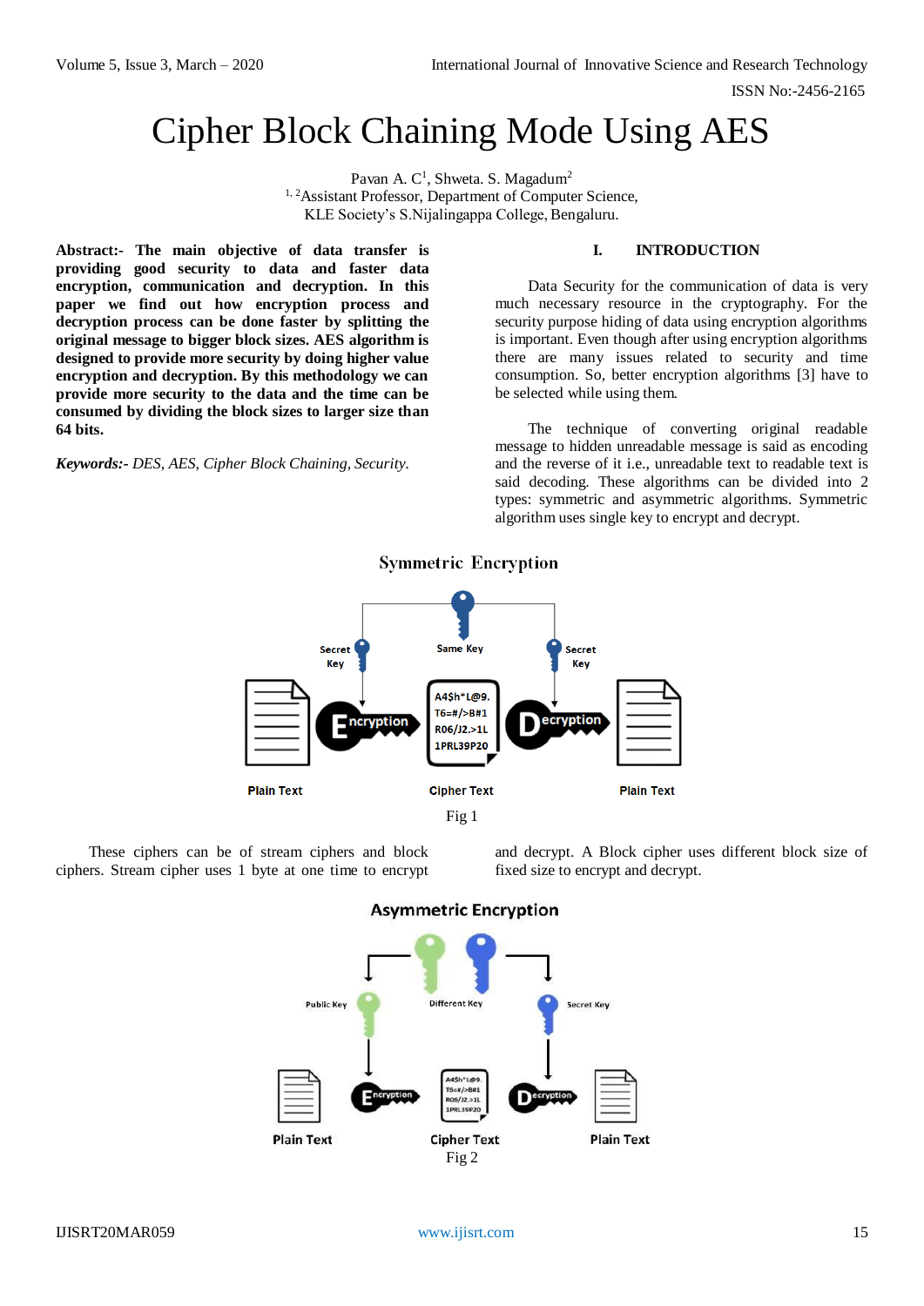# Cipher Block Chaining Mode Using AES

Pavan A. C[1], Shweta. S. Magadum[2]

[1, 2]Assistant Professor, Department of Computer Science, KLE Society's S.Nijalingappa College, Bengaluru.

**Abstract:- The main objective of data transfer is providing good security to data and faster data encryption, communication and decryption. In this paper we find out how encryption process and decryption process can be done faster by splitting the original message to bigger block sizes. AES algorithm is designed to provide more security by doing higher value encryption and decryption. By this methodology we can provide more security to the data and the time can be consumed by dividing the block sizes to larger size than 64 bits.**

***Keywords:-*** *DES, AES, Cipher Block Chaining, Security.*

## I. INTRODUCTION

Data Security for the communication of data is very much necessary resource in the cryptography. For the security purpose hiding of data using encryption algorithms is important. Even though after using encryption algorithms there are many issues related to security and time consumption. So, better encryption algorithms [3] have to be selected while using them.

The technique of converting original readable message to hidden unreadable message is said as encoding and the reverse of it i.e., unreadable text to readable text is said decoding. These algorithms can be divided into 2 types: symmetric and asymmetric algorithms. Symmetric algorithm uses single key to encrypt and decrypt.

Fig 1

These ciphers can be of stream ciphers and block ciphers. Stream cipher uses 1 byte at one time to encrypt and decrypt. A Block cipher uses different block size of fixed size to encrypt and decrypt.

Fig 2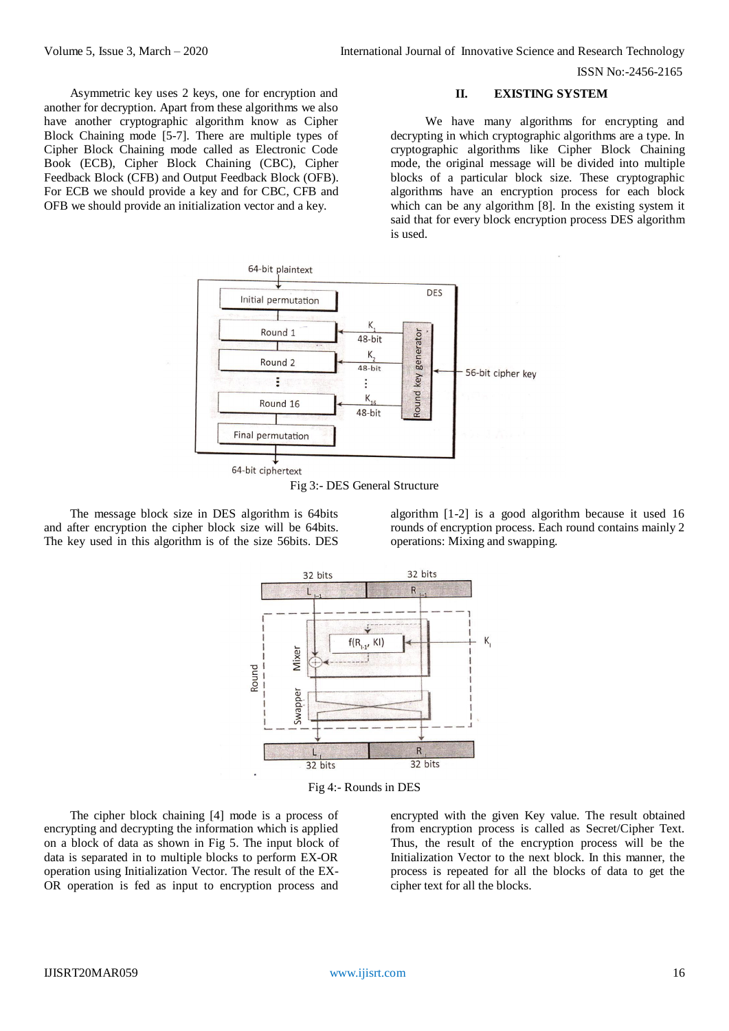Asymmetric key uses 2 keys, one for encryption and another for decryption. Apart from these algorithms we also have another cryptographic algorithm know as Cipher Block Chaining mode [5-7]. There are multiple types of Cipher Block Chaining mode called as Electronic Code Book (ECB), Cipher Block Chaining (CBC), Cipher Feedback Block (CFB) and Output Feedback Block (OFB). For ECB we should provide a key and for CBC, CFB and OFB we should provide an initialization vector and a key.

## II. EXISTING SYSTEM

We have many algorithms for encrypting and decrypting in which cryptographic algorithms are a type. In cryptographic algorithms like Cipher Block Chaining mode, the original message will be divided into multiple blocks of a particular block size. These cryptographic algorithms have an encryption process for each block which can be any algorithm [8]. In the existing system it said that for every block encryption process DES algorithm is used.

Fig 3:- DES General Structure

The message block size in DES algorithm is 64bits and after encryption the cipher block size will be 64bits. The key used in this algorithm is of the size 56bits. DES algorithm [1-2] is a good algorithm because it used 16 rounds of encryption process. Each round contains mainly 2 operations: Mixing and swapping.

Fig 4:- Rounds in DES

The cipher block chaining [4] mode is a process of encrypting and decrypting the information which is applied on a block of data as shown in Fig 5. The input block of data is separated in to multiple blocks to perform EX-OR operation using Initialization Vector. The result of the EX-OR operation is fed as input to encryption process and encrypted with the given Key value. The result obtained from encryption process is called as Secret/Cipher Text. Thus, the result of the encryption process will be the Initialization Vector to the next block. In this manner, the process is repeated for all the blocks of data to get the cipher text for all the blocks.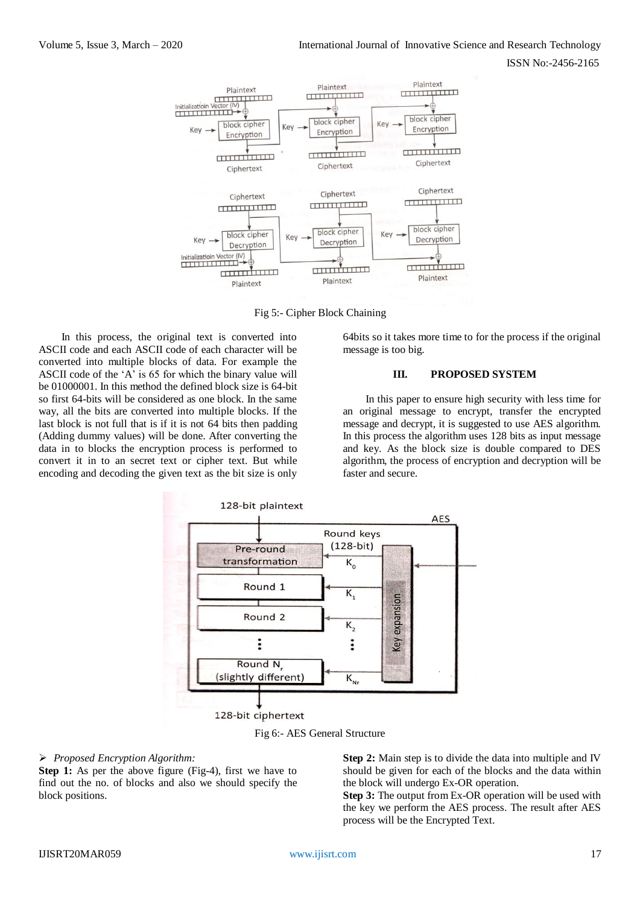Fig 5:- Cipher Block Chaining

In this process, the original text is converted into ASCII code and each ASCII code of each character will be converted into multiple blocks of data. For example the ASCII code of the 'A' is 65 for which the binary value will be 01000001. In this method the defined block size is 64-bit so first 64-bits will be considered as one block. In the same way, all the bits are converted into multiple blocks. If the last block is not full that is if it is not 64 bits then padding (Adding dummy values) will be done. After converting the data in to blocks the encryption process is performed to convert it in to an secret text or cipher text. But while encoding and decoding the given text as the bit size is only 64bits so it takes more time to for the process if the original message is too big.

## III. PROPOSED SYSTEM

In this paper to ensure high security with less time for an original message to encrypt, transfer the encrypted message and decrypt, it is suggested to use AES algorithm. In this process the algorithm uses 128 bits as input message and key. As the block size is double compared to DES algorithm, the process of encryption and decryption will be faster and secure.

Fig 6:- AES General Structure

➢ *Proposed Encryption Algorithm:*

**Step 1:** As per the above figure (Fig-4), first we have to find out the no. of blocks and also we should specify the block positions.

**Step 2:** Main step is to divide the data into multiple and IV should be given for each of the blocks and the data within the block will undergo Ex-OR operation.

**Step 3:** The output from Ex-OR operation will be used with the key we perform the AES process. The result after AES process will be the Encrypted Text.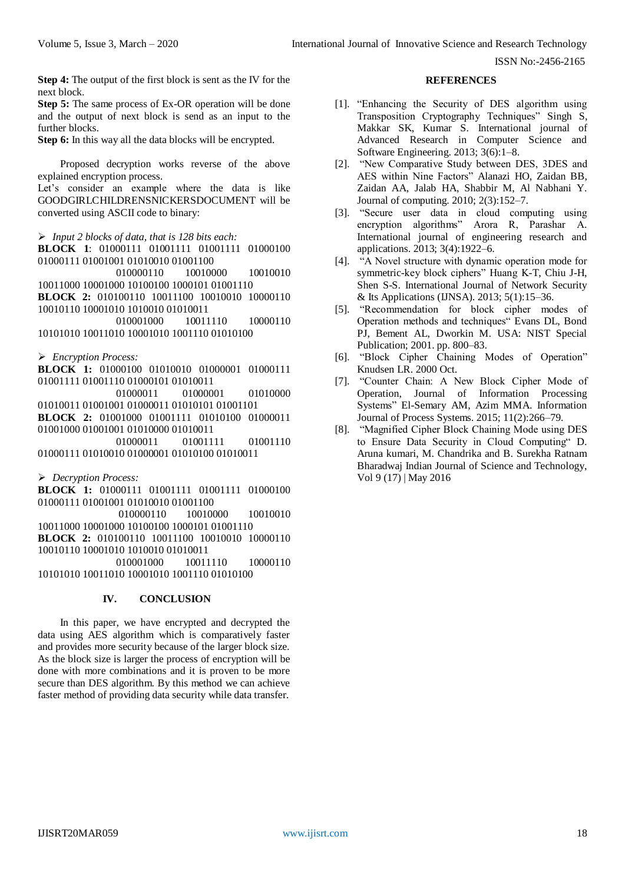**Step 4:** The output of the first block is sent as the IV for the next block.

**Step 5:** The same process of Ex-OR operation will be done and the output of next block is send as an input to the further blocks.

**Step 6:** In this way all the data blocks will be encrypted.

Proposed decryption works reverse of the above explained encryption process.

Let's consider an example where the data is like GOODGIRLCHILDRENSNICKERSDOCUMENT will be converted using ASCII code to binary:

- *Input 2 blocks of data, that is 128 bits each:*

**BLOCK 1**: 01000111 01001111 01001111 01000100 01000111 01001001 01010010 01001100
010000110 10010000 10010010 10011000 10001000 10100100 1000101 01001110

**BLOCK 2:** 010100110 10011100 10010010 10000110 10010110 10001010 1010010 01010011
010001000 10011110 10000110 10101010 10011010 10001010 1001110 01010100

- *Encryption Process:*

**BLOCK 1:** 01000100 01010010 01000001 01000111 01001111 01001110 01000101 01010011
01000011 01000001 01010000 01010011 01001001 01000011 01010101 01001101

**BLOCK 2:** 01001000 01001111 01010100 01000011 01001000 01001001 01010000 01010011
01000011 01001111 01001110 01000111 01010010 01000001 01010100 01010011

- *Decryption Process:*

**BLOCK 1:** 01000111 01001111 01001111 01000100 01000111 01001001 01010010 01001100
010000110 10010000 10010010 10011000 10001000 10100100 1000101 01001110

**BLOCK 2:** 010100110 10011100 10010010 10000110 10010110 10001010 1010010 01010011
010001000 10011110 10000110 10101010 10011010 10001010 1001110 01010100

## IV. CONCLUSION

In this paper, we have encrypted and decrypted the data using AES algorithm which is comparatively faster and provides more security because of the larger block size. As the block size is larger the process of encryption will be done with more combinations and it is proven to be more secure than DES algorithm. By this method we can achieve faster method of providing data security while data transfer.

## REFERENCES

[1]. "Enhancing the Security of DES algorithm using Transposition Cryptography Techniques" Singh S, Makkar SK, Kumar S. International journal of Advanced Research in Computer Science and Software Engineering. 2013; 3(6):1–8.

[2]. "New Comparative Study between DES, 3DES and AES within Nine Factors" Alanazi HO, Zaidan BB, Zaidan AA, Jalab HA, Shabbir M, Al Nabhani Y. Journal of computing. 2010; 2(3):152–7.

[3]. "Secure user data in cloud computing using encryption algorithms" Arora R, Parashar A. International journal of engineering research and applications. 2013; 3(4):1922–6.

[4]. "A Novel structure with dynamic operation mode for symmetric-key block ciphers" Huang K-T, Chiu J-H, Shen S-S. International Journal of Network Security & Its Applications (IJNSA). 2013; 5(1):15–36.

[5]. "Recommendation for block cipher modes of Operation methods and techniques" Evans DL, Bond PJ, Bement AL, Dworkin M. USA: NIST Special Publication; 2001. pp. 800–83.

[6]. "Block Cipher Chaining Modes of Operation" Knudsen LR. 2000 Oct.

[7]. "Counter Chain: A New Block Cipher Mode of Operation, Journal of Information Processing Systems" El-Semary AM, Azim MMA. Information Journal of Process Systems. 2015; 11(2):266–79.

[8]. "Magnified Cipher Block Chaining Mode using DES to Ensure Data Security in Cloud Computing" D. Aruna kumari, M. Chandrika and B. Surekha Ratnam Bharadwaj Indian Journal of Science and Technology, Vol 9 (17) | May 2016